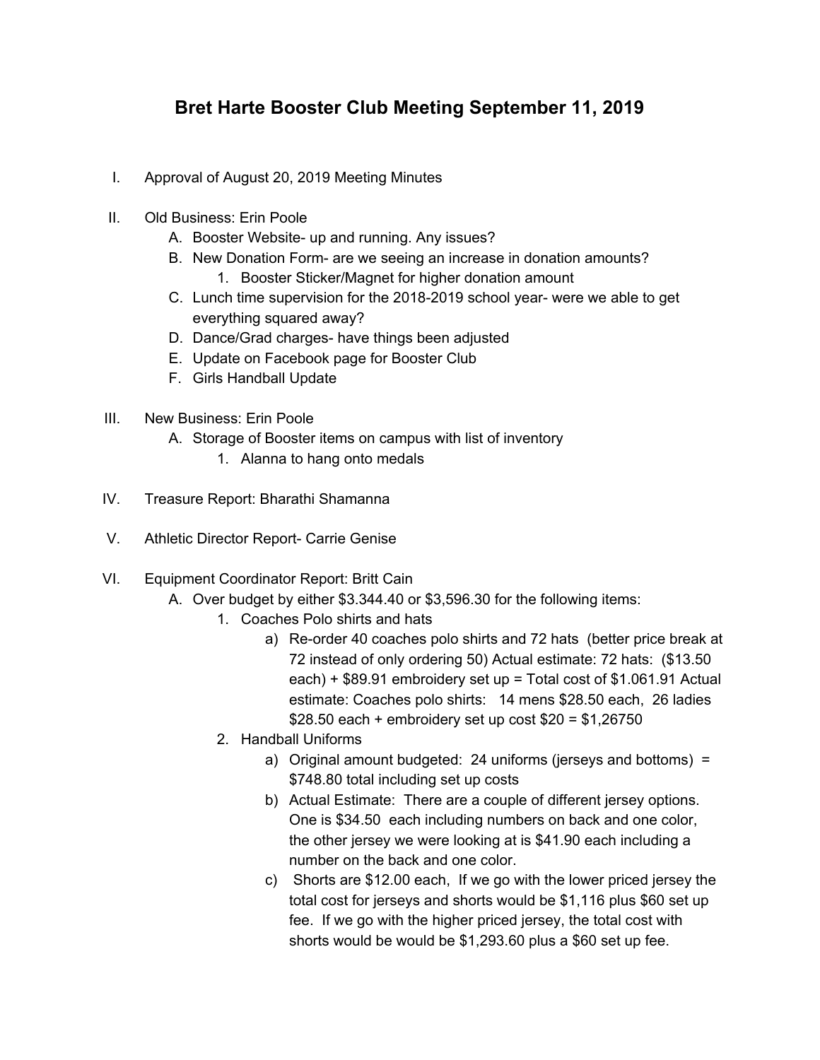# Bret Harte Booster Club Meeting September 11, 2019

I. Approval of August 20, 2019 Meeting Minutes

II. Old Business: Erin Poole
   A. Booster Website- up and running. Any issues?
   B. New Donation Form- are we seeing an increase in donation amounts?
      1. Booster Sticker/Magnet for higher donation amount
   C. Lunch time supervision for the 2018-2019 school year- were we able to get everything squared away?
   D. Dance/Grad charges- have things been adjusted
   E. Update on Facebook page for Booster Club
   F. Girls Handball Update

III. New Business: Erin Poole
   A. Storage of Booster items on campus with list of inventory
      1. Alanna to hang onto medals

IV. Treasure Report: Bharathi Shamanna

V. Athletic Director Report- Carrie Genise

VI. Equipment Coordinator Report: Britt Cain
   A. Over budget by either $3.344.40 or $3,596.30 for the following items:
      1. Coaches Polo shirts and hats
         a) Re-order 40 coaches polo shirts and 72 hats (better price break at 72 instead of only ordering 50) Actual estimate: 72 hats: ($13.50 each) + $89.91 embroidery set up = Total cost of $1.061.91 Actual estimate: Coaches polo shirts: 14 mens $28.50 each, 26 ladies $28.50 each + embroidery set up cost $20 = $1,26750
      2. Handball Uniforms
         a) Original amount budgeted: 24 uniforms (jerseys and bottoms) = $748.80 total including set up costs
         b) Actual Estimate: There are a couple of different jersey options. One is $34.50 each including numbers on back and one color, the other jersey we were looking at is $41.90 each including a number on the back and one color.
         c) Shorts are $12.00 each, If we go with the lower priced jersey the total cost for jerseys and shorts would be $1,116 plus $60 set up fee. If we go with the higher priced jersey, the total cost with shorts would be would be $1,293.60 plus a $60 set up fee.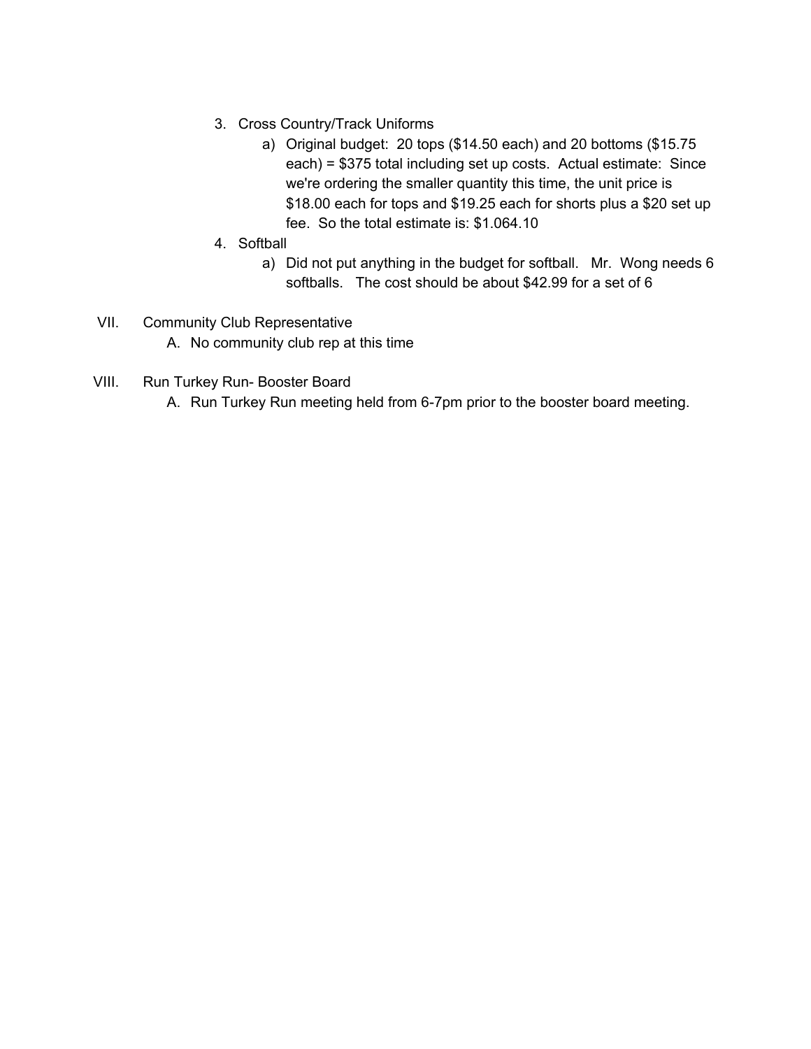3. Cross Country/Track Uniforms
    a) Original budget: 20 tops ($14.50 each) and 20 bottoms ($15.75 each) = $375 total including set up costs. Actual estimate: Since we're ordering the smaller quantity this time, the unit price is $18.00 each for tops and $19.25 each for shorts plus a $20 set up fee. So the total estimate is: $1.064.10
4. Softball
    a) Did not put anything in the budget for softball. Mr. Wong needs 6 softballs. The cost should be about $42.99 for a set of 6

VII. Community Club Representative
   A. No community club rep at this time

VIII. Run Turkey Run- Booster Board
   A. Run Turkey Run meeting held from 6-7pm prior to the booster board meeting.